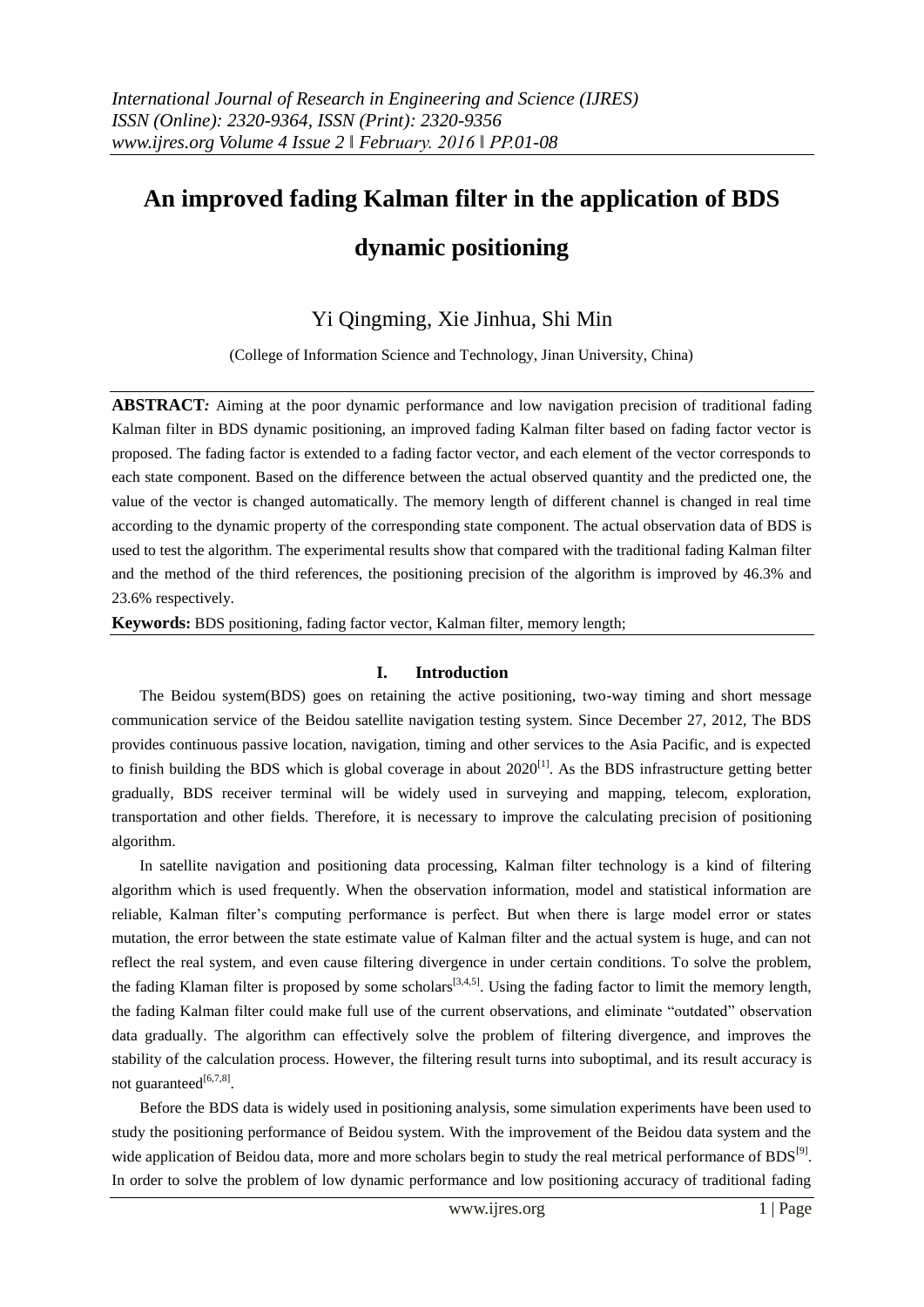# An improved fading Kalman filter in the application of BDS dynamic positioning

Yi Qingming, Xie Jinhua, Shi Min

(College of Information Science and Technology, Jinan University, China)

**ABSTRACT:** Aiming at the poor dynamic performance and low navigation precision of traditional fading Kalman filter in BDS dynamic positioning, an improved fading Kalman filter based on fading factor vector is proposed. The fading factor is extended to a fading factor vector, and each element of the vector corresponds to each state component. Based on the difference between the actual observed quantity and the predicted one, the value of the vector is changed automatically. The memory length of different channel is changed in real time according to the dynamic property of the corresponding state component. The actual observation data of BDS is used to test the algorithm. The experimental results show that compared with the traditional fading Kalman filter and the method of the third references, the positioning precision of the algorithm is improved by 46.3% and 23.6% respectively.

**Keywords:** BDS positioning, fading factor vector, Kalman filter, memory length;

## I. Introduction

The Beidou system(BDS) goes on retaining the active positioning, two-way timing and short message communication service of the Beidou satellite navigation testing system. Since December 27, 2012, The BDS provides continuous passive location, navigation, timing and other services to the Asia Pacific, and is expected to finish building the BDS which is global coverage in about 2020[1]. As the BDS infrastructure getting better gradually, BDS receiver terminal will be widely used in surveying and mapping, telecom, exploration, transportation and other fields. Therefore, it is necessary to improve the calculating precision of positioning algorithm.

In satellite navigation and positioning data processing, Kalman filter technology is a kind of filtering algorithm which is used frequently. When the observation information, model and statistical information are reliable, Kalman filter's computing performance is perfect. But when there is large model error or states mutation, the error between the state estimate value of Kalman filter and the actual system is huge, and can not reflect the real system, and even cause filtering divergence in under certain conditions. To solve the problem, the fading Klaman filter is proposed by some scholars[3,4,5]. Using the fading factor to limit the memory length, the fading Kalman filter could make full use of the current observations, and eliminate "outdated" observation data gradually. The algorithm can effectively solve the problem of filtering divergence, and improves the stability of the calculation process. However, the filtering result turns into suboptimal, and its result accuracy is not guaranteed[6,7,8].

Before the BDS data is widely used in positioning analysis, some simulation experiments have been used to study the positioning performance of Beidou system. With the improvement of the Beidou data system and the wide application of Beidou data, more and more scholars begin to study the real metrical performance of BDS[9]. In order to solve the problem of low dynamic performance and low positioning accuracy of traditional fading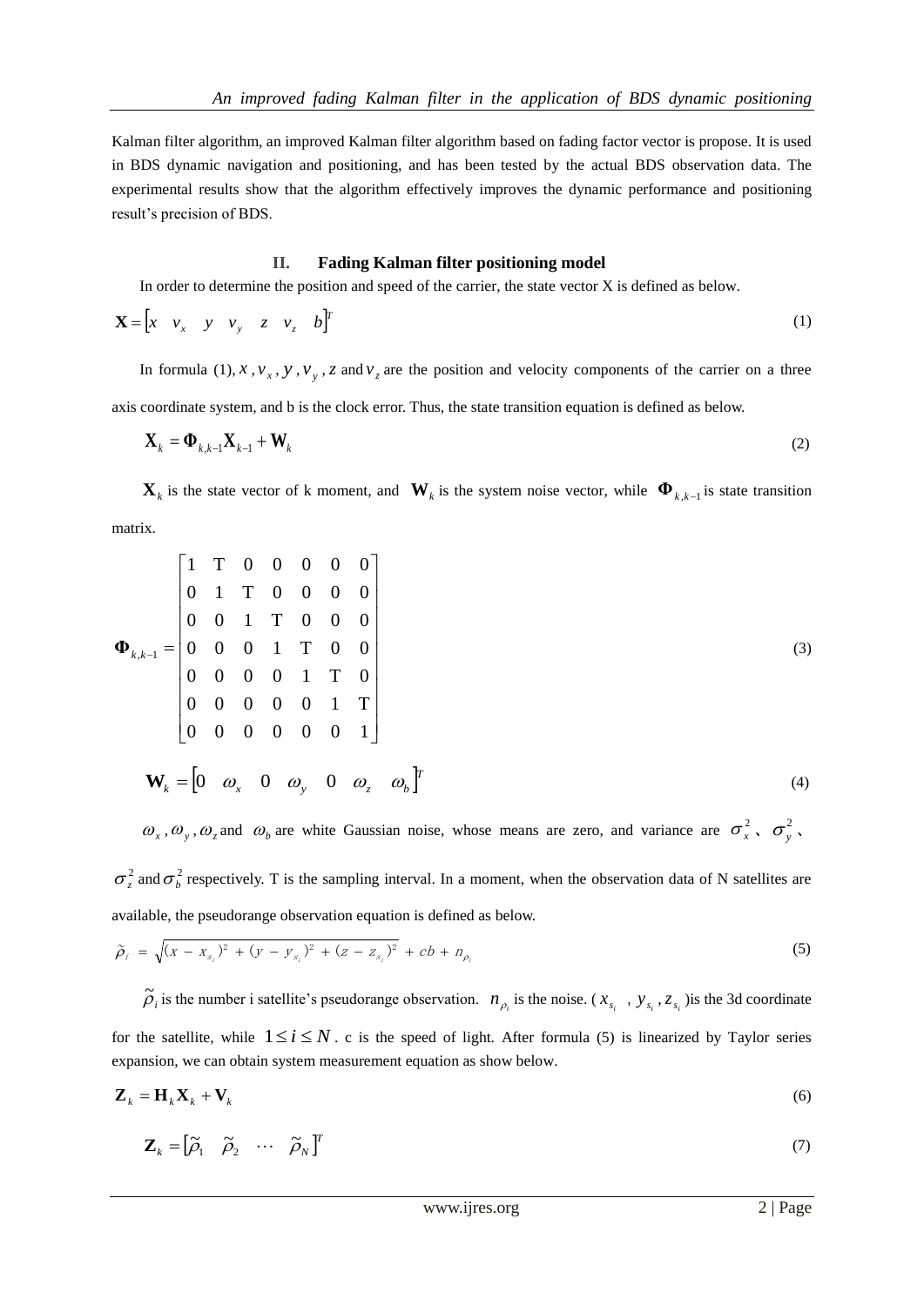Kalman filter algorithm, an improved Kalman filter algorithm based on fading factor vector is propose. It is used in BDS dynamic navigation and positioning, and has been tested by the actual BDS observation data. The experimental results show that the algorithm effectively improves the dynamic performance and positioning result's precision of BDS.

## II. Fading Kalman filter positioning model

In order to determine the position and speed of the carrier, the state vector X is defined as below.

$$\mathbf{X} = \begin{bmatrix} x & v_x & y & v_y & z & v_z & b \end{bmatrix}^T \tag{1}$$

In formula (1), $x$, $v_x$, $y$, $v_y$, $z$ and $v_z$ are the position and velocity components of the carrier on a three axis coordinate system, and b is the clock error. Thus, the state transition equation is defined as below.

$$\mathbf{X}_k = \mathbf{\Phi}_{k,k-1}\mathbf{X}_{k-1} + \mathbf{W}_k \tag{2}$$

$\mathbf{X}_k$ is the state vector of k moment, and $\mathbf{W}_k$ is the system noise vector, while $\mathbf{\Phi}_{k,k-1}$ is state transition matrix.

$$\mathbf{\Phi}_{k,k-1} = \begin{bmatrix} 1 & \mathrm{T} & 0 & 0 & 0 & 0 & 0 \\ 0 & 1 & \mathrm{T} & 0 & 0 & 0 & 0 \\ 0 & 0 & 1 & \mathrm{T} & 0 & 0 & 0 \\ 0 & 0 & 0 & 1 & \mathrm{T} & 0 & 0 \\ 0 & 0 & 0 & 0 & 1 & \mathrm{T} & 0 \\ 0 & 0 & 0 & 0 & 0 & 1 & \mathrm{T} \\ 0 & 0 & 0 & 0 & 0 & 0 & 1 \end{bmatrix} \tag{3}$$

$$\mathbf{W}_k = \begin{bmatrix} 0 & \omega_x & 0 & \omega_y & 0 & \omega_z & \omega_b \end{bmatrix}^T \tag{4}$$

$\omega_x$, $\omega_y$, $\omega_z$ and $\omega_b$ are white Gaussian noise, whose means are zero, and variance are $\sigma_x^2$ 、 $\sigma_y^2$ 、 $\sigma_z^2$ and $\sigma_b^2$ respectively. T is the sampling interval. In a moment, when the observation data of N satellites are available, the pseudorange observation equation is defined as below.

$$\tilde{\rho}_i = \sqrt{(x - x_{s_i})^2 + (y - y_{s_i})^2 + (z - z_{s_i})^2} + cb + n_{\rho_i} \tag{5}$$

$\tilde{\rho}_i$ is the number i satellite's pseudorange observation. $n_{\rho_i}$ is the noise. ( $x_{s_i}$ , $y_{s_i}$, $z_{s_i}$ )is the 3d coordinate for the satellite, while $1 \le i \le N$. c is the speed of light. After formula (5) is linearized by Taylor series expansion, we can obtain system measurement equation as show below.

$$\mathbf{Z}_k = \mathbf{H}_k\mathbf{X}_k + \mathbf{V}_k \tag{6}$$

$$\mathbf{Z}_k = \begin{bmatrix} \tilde{\rho}_1 & \tilde{\rho}_2 & \cdots & \tilde{\rho}_N \end{bmatrix}^T \tag{7}$$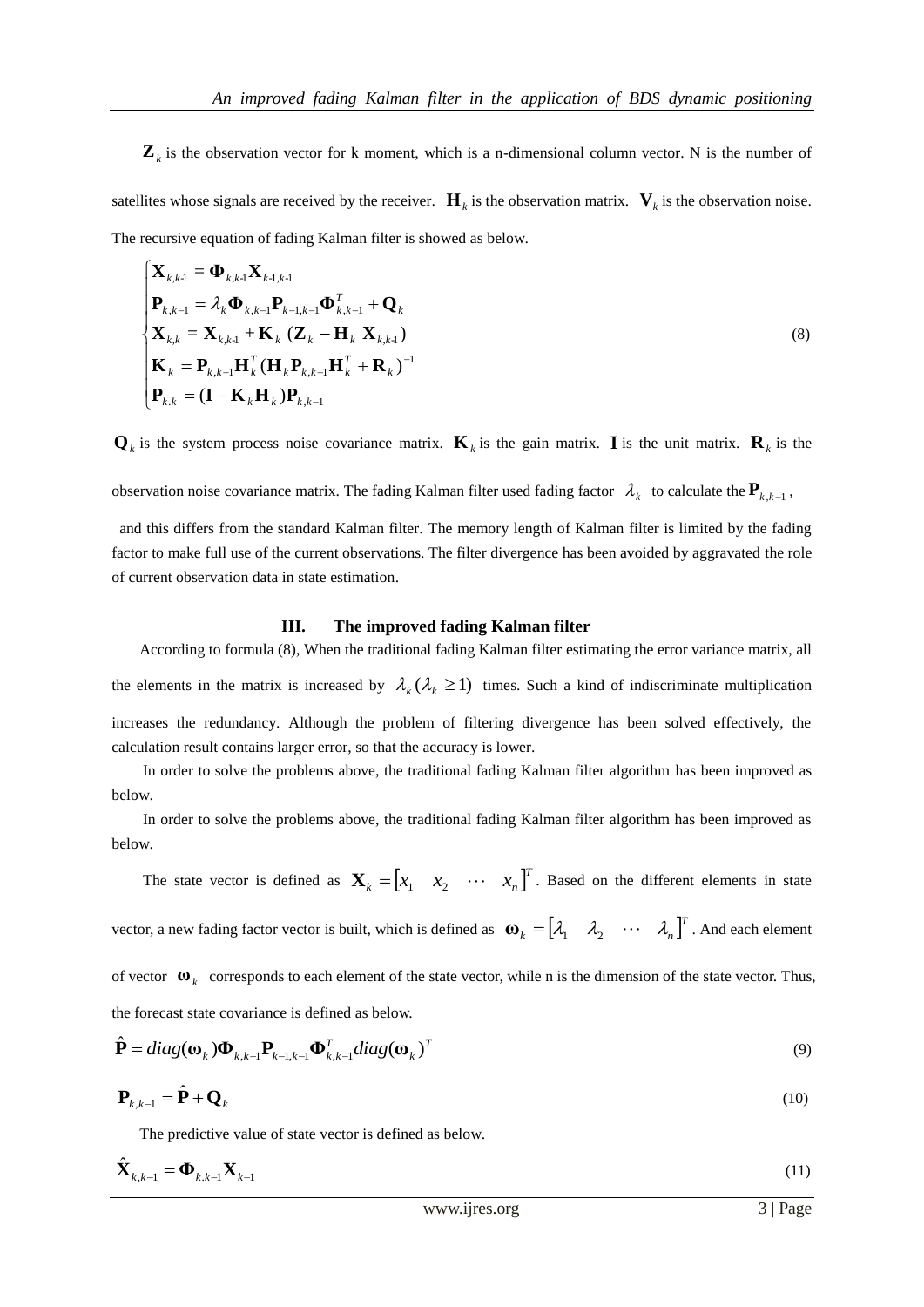$\mathbf{Z}_k$ is the observation vector for k moment, which is a n-dimensional column vector. N is the number of satellites whose signals are received by the receiver. $\mathbf{H}_k$ is the observation matrix. $\mathbf{V}_k$ is the observation noise. The recursive equation of fading Kalman filter is showed as below.

$$
\begin{cases}
\mathbf{X}_{k,k\text{-}1} = \mathbf{\Phi}_{k,k\text{-}1}\mathbf{X}_{k\text{-}1,k\text{-}1} \\
\mathbf{P}_{k,k-1} = \lambda_k \mathbf{\Phi}_{k,k-1}\mathbf{P}_{k-1,k-1}\mathbf{\Phi}_{k,k-1}^T + \mathbf{Q}_k \\
\mathbf{X}_{k,k} = \mathbf{X}_{k,k\text{-}1} + \mathbf{K}_k\ (\mathbf{Z}_k - \mathbf{H}_k\ \mathbf{X}_{k,k\text{-}1}) \\
\mathbf{K}_k = \mathbf{P}_{k,k-1}\mathbf{H}_k^T(\mathbf{H}_k\mathbf{P}_{k,k-1}\mathbf{H}_k^T + \mathbf{R}_k)^{-1} \\
\mathbf{P}_{k.k} = (\mathbf{I} - \mathbf{K}_k\mathbf{H}_k)\mathbf{P}_{k,k-1}
\end{cases}
\tag{8}
$$

$\mathbf{Q}_k$ is the system process noise covariance matrix. $\mathbf{K}_k$ is the gain matrix. $\mathbf{I}$ is the unit matrix. $\mathbf{R}_k$ is the observation noise covariance matrix. The fading Kalman filter used fading factor $\lambda_k$ to calculate the $\mathbf{P}_{k,k-1}$, and this differs from the standard Kalman filter. The memory length of Kalman filter is limited by the fading factor to make full use of the current observations. The filter divergence has been avoided by aggravated the role of current observation data in state estimation.

## III. The improved fading Kalman filter

According to formula (8), When the traditional fading Kalman filter estimating the error variance matrix, all the elements in the matrix is increased by $\lambda_k (\lambda_k \geq 1)$ times. Such a kind of indiscriminate multiplication increases the redundancy. Although the problem of filtering divergence has been solved effectively, the calculation result contains larger error, so that the accuracy is lower.

In order to solve the problems above, the traditional fading Kalman filter algorithm has been improved as below.

In order to solve the problems above, the traditional fading Kalman filter algorithm has been improved as below.

The state vector is defined as $\mathbf{X}_k = \begin{bmatrix} x_1 & x_2 & \cdots & x_n \end{bmatrix}^T$. Based on the different elements in state vector, a new fading factor vector is built, which is defined as $\boldsymbol{\omega}_k = \begin{bmatrix} \lambda_1 & \lambda_2 & \cdots & \lambda_n \end{bmatrix}^T$. And each element of vector $\boldsymbol{\omega}_k$ corresponds to each element of the state vector, while n is the dimension of the state vector. Thus, the forecast state covariance is defined as below.

$$
\hat{\mathbf{P}} = diag(\boldsymbol{\omega}_k)\mathbf{\Phi}_{k,k-1}\mathbf{P}_{k-1,k-1}\mathbf{\Phi}_{k,k-1}^T diag(\boldsymbol{\omega}_k)^T \tag{9}
$$

$$
\mathbf{P}_{k,k-1} = \hat{\mathbf{P}} + \mathbf{Q}_k \tag{10}
$$

The predictive value of state vector is defined as below.

$$
\hat{\mathbf{X}}_{k,k-1} = \mathbf{\Phi}_{k.k-1}\mathbf{X}_{k-1} \tag{11}
$$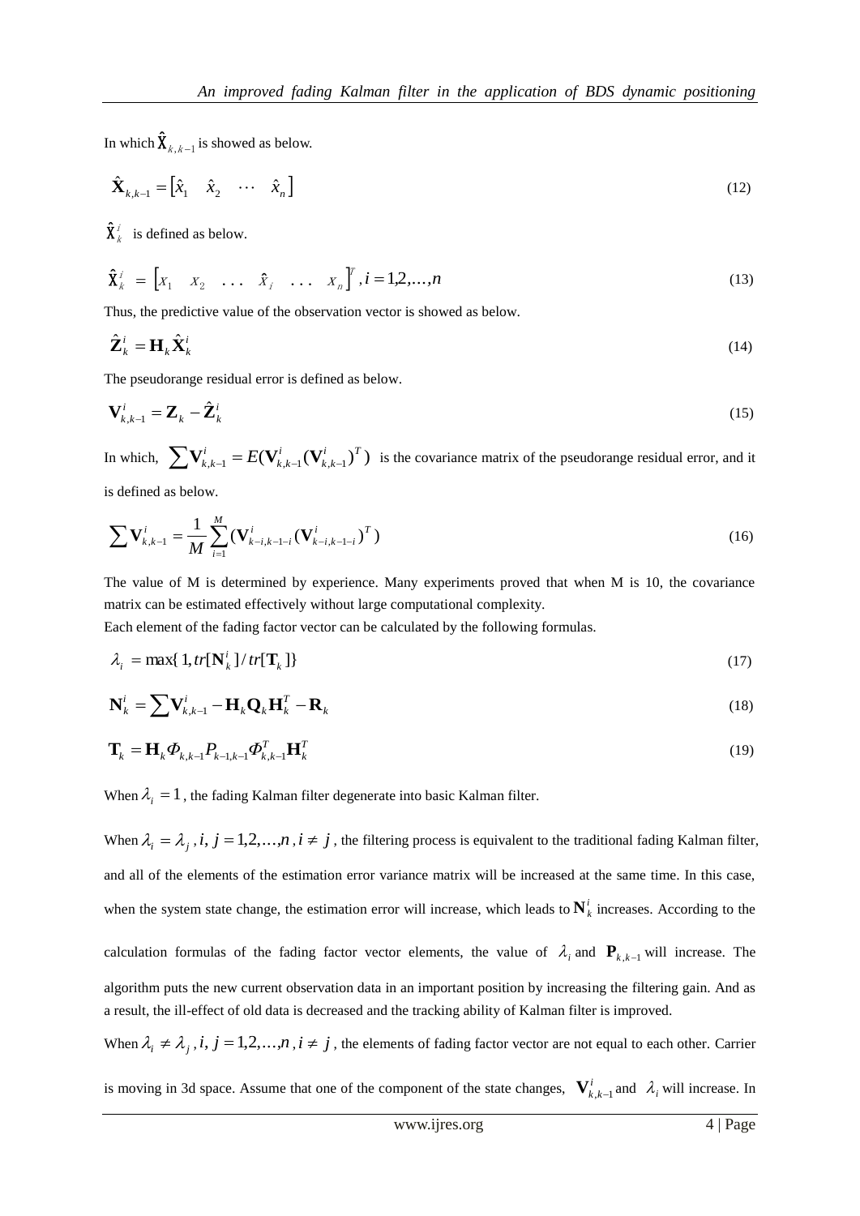In which $\hat{\mathbf{X}}_{k,k-1}$ is showed as below.

$$\hat{\mathbf{X}}_{k,k-1} = \begin{bmatrix} \hat{x}_1 & \hat{x}_2 & \cdots & \hat{x}_n \end{bmatrix} \tag{12}$$

$\hat{\mathbf{X}}_k^i$ is defined as below.

$$\hat{\mathbf{X}}_k^i = \begin{bmatrix} x_1 & x_2 & \ldots & \hat{x}_i & \ldots & x_n \end{bmatrix}^T, i = 1,2,\ldots,n \tag{13}$$

Thus, the predictive value of the observation vector is showed as below.

$$\hat{\mathbf{Z}}_k^i = \mathbf{H}_k \hat{\mathbf{X}}_k^i \tag{14}$$

The pseudorange residual error is defined as below.

$$\mathbf{V}_{k,k-1}^i = \mathbf{Z}_k - \hat{\mathbf{Z}}_k^i \tag{15}$$

In which, $\sum \mathbf{V}_{k,k-1}^i = E(\mathbf{V}_{k,k-1}^i (\mathbf{V}_{k,k-1}^i)^T)$ is the covariance matrix of the pseudorange residual error, and it is defined as below.

$$\sum \mathbf{V}_{k,k-1}^i = \frac{1}{M} \sum_{i=1}^{M} (\mathbf{V}_{k-i,k-1-i}^i (\mathbf{V}_{k-i,k-1-i}^i)^T) \tag{16}$$

The value of M is determined by experience. Many experiments proved that when M is 10, the covariance matrix can be estimated effectively without large computational complexity.

Each element of the fading factor vector can be calculated by the following formulas.

$$\lambda_i = \max\{1, tr[\mathbf{N}_k^i] / tr[\mathbf{T}_k]\} \tag{17}$$

$$\mathbf{N}_k^i = \sum \mathbf{V}_{k,k-1}^i - \mathbf{H}_k \mathbf{Q}_k \mathbf{H}_k^T - \mathbf{R}_k \tag{18}$$

$$\mathbf{T}_k = \mathbf{H}_k \Phi_{k,k-1} P_{k-1,k-1} \Phi_{k,k-1}^T \mathbf{H}_k^T \tag{19}$$

When $\lambda_i = 1$, the fading Kalman filter degenerate into basic Kalman filter.

When $\lambda_i = \lambda_j, i, j = 1,2,\ldots,n, i \neq j$, the filtering process is equivalent to the traditional fading Kalman filter, and all of the elements of the estimation error variance matrix will be increased at the same time. In this case, when the system state change, the estimation error will increase, which leads to $\mathbf{N}_k^i$ increases. According to the calculation formulas of the fading factor vector elements, the value of $\lambda_i$ and $\mathbf{P}_{k,k-1}$ will increase. The algorithm puts the new current observation data in an important position by increasing the filtering gain. And as a result, the ill-effect of old data is decreased and the tracking ability of Kalman filter is improved.

When $\lambda_i \neq \lambda_j, i, j = 1,2,\ldots,n, i \neq j$, the elements of fading factor vector are not equal to each other. Carrier is moving in 3d space. Assume that one of the component of the state changes, $\mathbf{V}_{k,k-1}^i$ and $\lambda_i$ will increase. In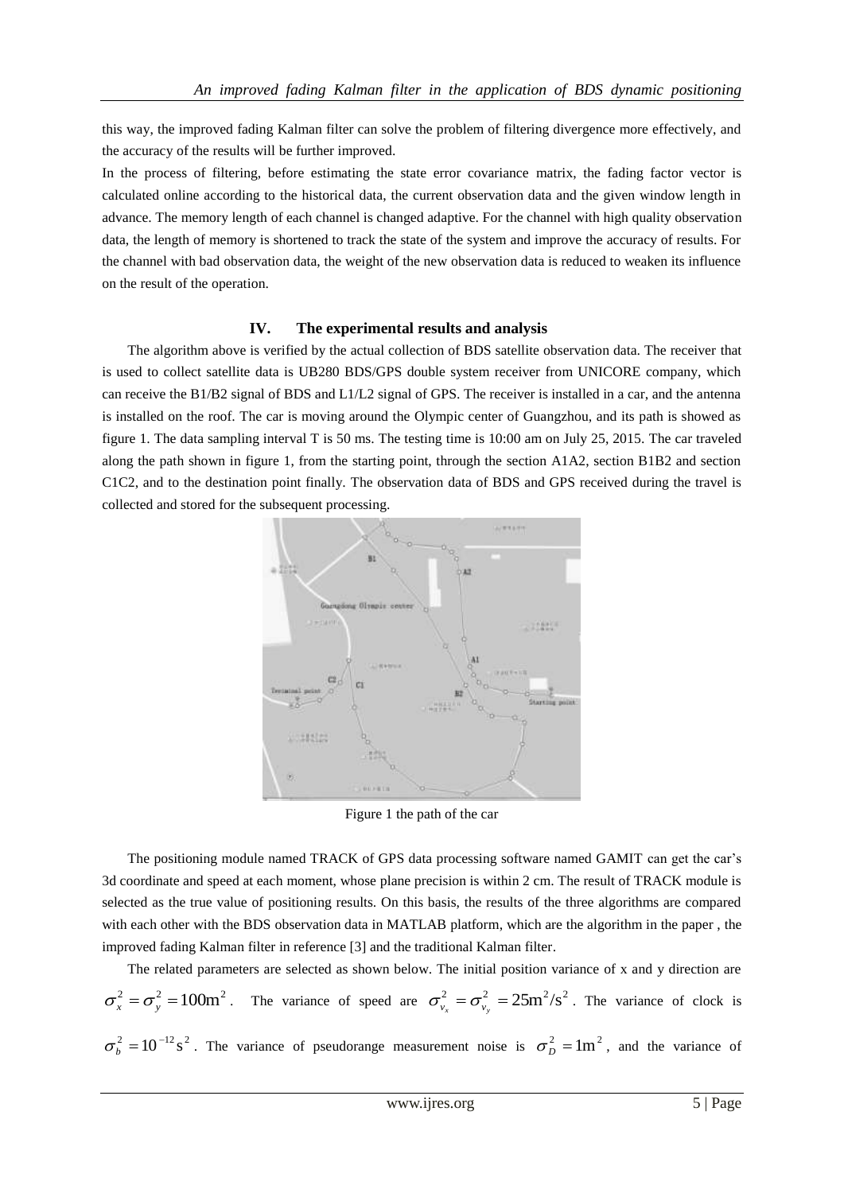this way, the improved fading Kalman filter can solve the problem of filtering divergence more effectively, and the accuracy of the results will be further improved.

In the process of filtering, before estimating the state error covariance matrix, the fading factor vector is calculated online according to the historical data, the current observation data and the given window length in advance. The memory length of each channel is changed adaptive. For the channel with high quality observation data, the length of memory is shortened to track the state of the system and improve the accuracy of results. For the channel with bad observation data, the weight of the new observation data is reduced to weaken its influence on the result of the operation.

## IV. The experimental results and analysis

The algorithm above is verified by the actual collection of BDS satellite observation data. The receiver that is used to collect satellite data is UB280 BDS/GPS double system receiver from UNICORE company, which can receive the B1/B2 signal of BDS and L1/L2 signal of GPS. The receiver is installed in a car, and the antenna is installed on the roof. The car is moving around the Olympic center of Guangzhou, and its path is showed as figure 1. The data sampling interval T is 50 ms. The testing time is 10:00 am on July 25, 2015. The car traveled along the path shown in figure 1, from the starting point, through the section A1A2, section B1B2 and section C1C2, and to the destination point finally. The observation data of BDS and GPS received during the travel is collected and stored for the subsequent processing.

Figure 1 the path of the car

The positioning module named TRACK of GPS data processing software named GAMIT can get the car's 3d coordinate and speed at each moment, whose plane precision is within 2 cm. The result of TRACK module is selected as the true value of positioning results. On this basis, the results of the three algorithms are compared with each other with the BDS observation data in MATLAB platform, which are the algorithm in the paper , the improved fading Kalman filter in reference [3] and the traditional Kalman filter.

The related parameters are selected as shown below. The initial position variance of x and y direction are $\sigma_x^2 = \sigma_y^2 = 100\text{m}^2$. The variance of speed are $\sigma_{v_x}^2 = \sigma_{v_y}^2 = 25\text{m}^2/\text{s}^2$. The variance of clock is $\sigma_b^2 = 10^{-12}\text{s}^2$. The variance of pseudorange measurement noise is $\sigma_D^2 = 1\text{m}^2$, and the variance of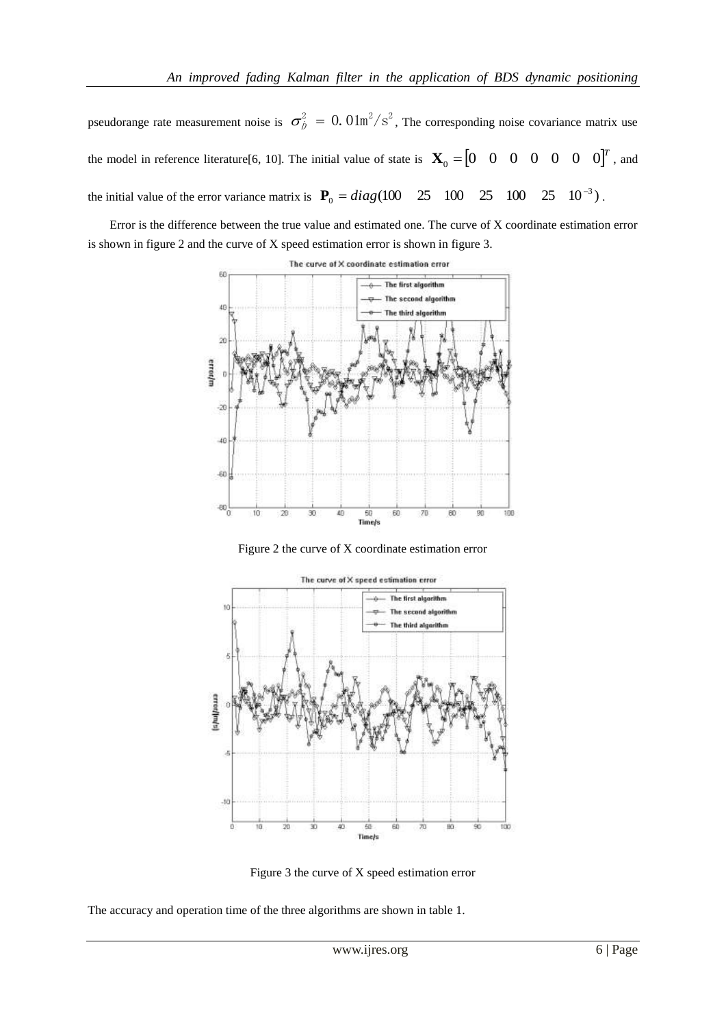pseudorange rate measurement noise is $\sigma_{\dot{\rho}}^2 = 0.01\text{m}^2/\text{s}^2$, The corresponding noise covariance matrix use the model in reference literature[6, 10]. The initial value of state is $\mathbf{X}_0 = [0 \quad 0 \quad 0 \quad 0 \quad 0 \quad 0 \quad 0]^T$, and the initial value of the error variance matrix is $\mathbf{P}_0 = diag(100 \quad 25 \quad 100 \quad 25 \quad 100 \quad 25 \quad 10^{-3})$.

Error is the difference between the true value and estimated one. The curve of X coordinate estimation error is shown in figure 2 and the curve of X speed estimation error is shown in figure 3.

Figure 2 the curve of X coordinate estimation error

Figure 3 the curve of X speed estimation error

The accuracy and operation time of the three algorithms are shown in table 1.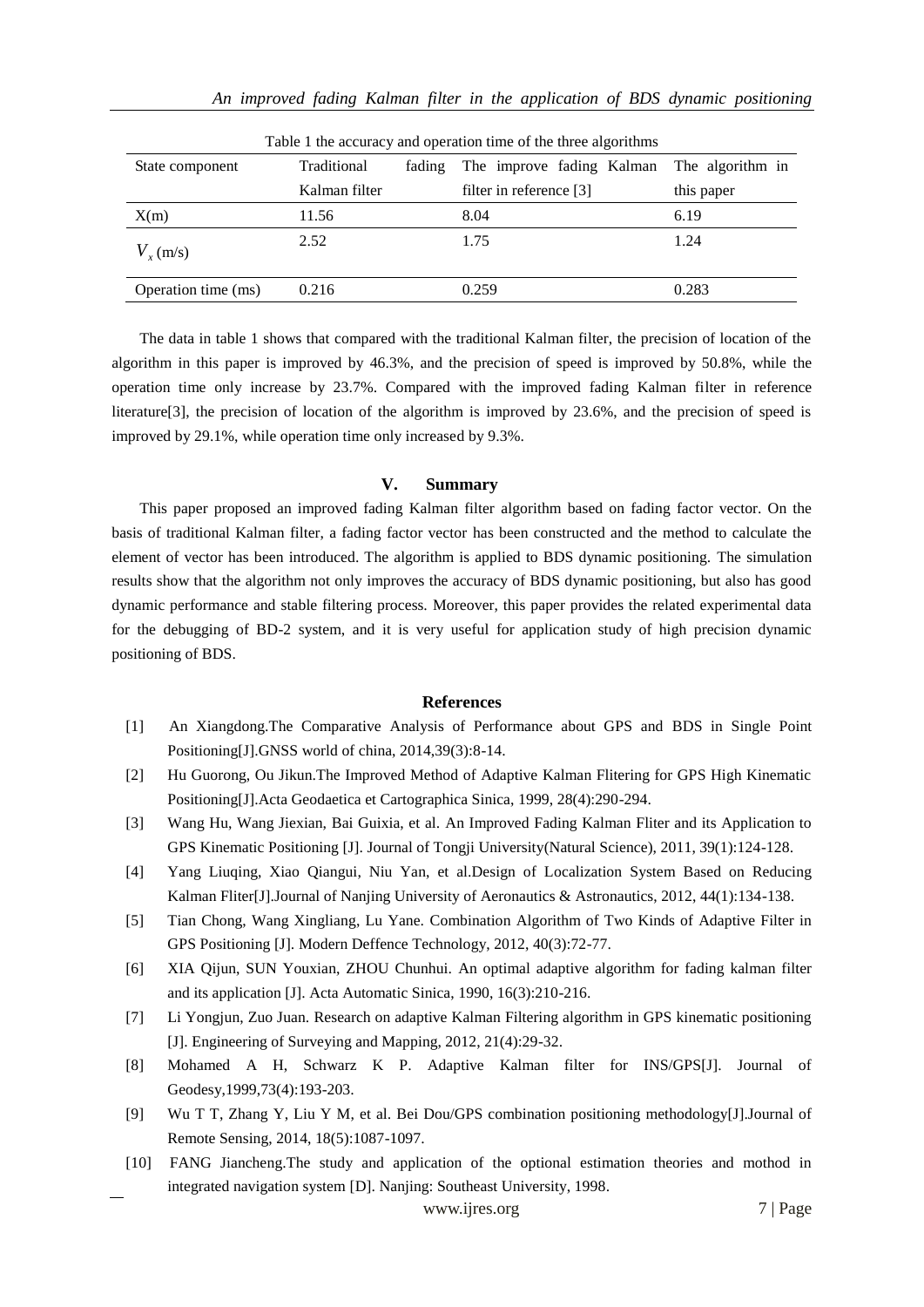Table 1 the accuracy and operation time of the three algorithms

| State component | Traditional fading Kalman filter | The improve fading Kalman filter in reference [3] | The algorithm in this paper |
|---|---|---|---|
| X(m) | 11.56 | 8.04 | 6.19 |
| $V_x$ (m/s) | 2.52 | 1.75 | 1.24 |
| Operation time (ms) | 0.216 | 0.259 | 0.283 |

The data in table 1 shows that compared with the traditional Kalman filter, the precision of location of the algorithm in this paper is improved by 46.3%, and the precision of speed is improved by 50.8%, while the operation time only increase by 23.7%. Compared with the improved fading Kalman filter in reference literature[3], the precision of location of the algorithm is improved by 23.6%, and the precision of speed is improved by 29.1%, while operation time only increased by 9.3%.

## V. Summary

This paper proposed an improved fading Kalman filter algorithm based on fading factor vector. On the basis of traditional Kalman filter, a fading factor vector has been constructed and the method to calculate the element of vector has been introduced. The algorithm is applied to BDS dynamic positioning. The simulation results show that the algorithm not only improves the accuracy of BDS dynamic positioning, but also has good dynamic performance and stable filtering process. Moreover, this paper provides the related experimental data for the debugging of BD-2 system, and it is very useful for application study of high precision dynamic positioning of BDS.

## References

[1] An Xiangdong.The Comparative Analysis of Performance about GPS and BDS in Single Point Positioning[J].GNSS world of china, 2014,39(3):8-14.

[2] Hu Guorong, Ou Jikun.The Improved Method of Adaptive Kalman Flitering for GPS High Kinematic Positioning[J].Acta Geodaetica et Cartographica Sinica, 1999, 28(4):290-294.

[3] Wang Hu, Wang Jiexian, Bai Guixia, et al. An Improved Fading Kalman Fliter and its Application to GPS Kinematic Positioning [J]. Journal of Tongji University(Natural Science), 2011, 39(1):124-128.

[4] Yang Liuqing, Xiao Qiangui, Niu Yan, et al.Design of Localization System Based on Reducing Kalman Fliter[J].Journal of Nanjing University of Aeronautics & Astronautics, 2012, 44(1):134-138.

[5] Tian Chong, Wang Xingliang, Lu Yane. Combination Algorithm of Two Kinds of Adaptive Filter in GPS Positioning [J]. Modern Deffence Technology, 2012, 40(3):72-77.

[6] XIA Qijun, SUN Youxian, ZHOU Chunhui. An optimal adaptive algorithm for fading kalman filter and its application [J]. Acta Automatic Sinica, 1990, 16(3):210-216.

[7] Li Yongjun, Zuo Juan. Research on adaptive Kalman Filtering algorithm in GPS kinematic positioning [J]. Engineering of Surveying and Mapping, 2012, 21(4):29-32.

[8] Mohamed A H, Schwarz K P. Adaptive Kalman filter for INS/GPS[J]. Journal of Geodesy,1999,73(4):193-203.

[9] Wu T T, Zhang Y, Liu Y M, et al. Bei Dou/GPS combination positioning methodology[J].Journal of Remote Sensing, 2014, 18(5):1087-1097.

[10] FANG Jiancheng.The study and application of the optional estimation theories and mothod in integrated navigation system [D]. Nanjing: Southeast University, 1998.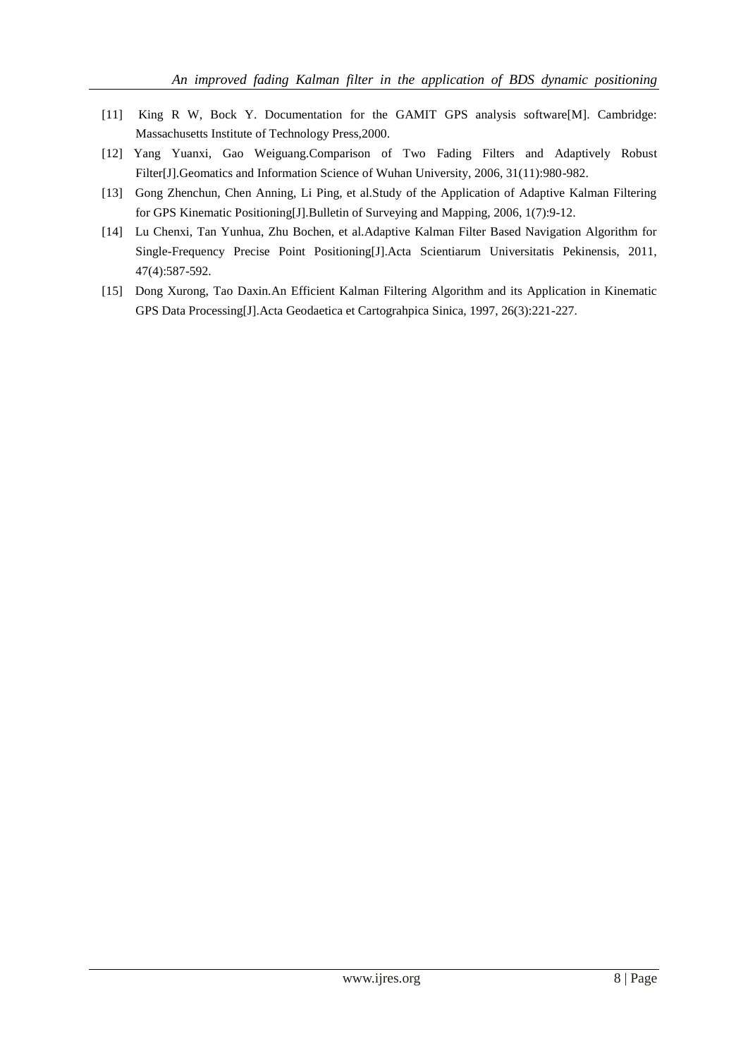[11] King R W, Bock Y. Documentation for the GAMIT GPS analysis software[M]. Cambridge: Massachusetts Institute of Technology Press,2000.

[12] Yang Yuanxi, Gao Weiguang.Comparison of Two Fading Filters and Adaptively Robust Filter[J].Geomatics and Information Science of Wuhan University, 2006, 31(11):980-982.

[13] Gong Zhenchun, Chen Anning, Li Ping, et al.Study of the Application of Adaptive Kalman Filtering for GPS Kinematic Positioning[J].Bulletin of Surveying and Mapping, 2006, 1(7):9-12.

[14] Lu Chenxi, Tan Yunhua, Zhu Bochen, et al.Adaptive Kalman Filter Based Navigation Algorithm for Single-Frequency Precise Point Positioning[J].Acta Scientiarum Universitatis Pekinensis, 2011, 47(4):587-592.

[15] Dong Xurong, Tao Daxin.An Efficient Kalman Filtering Algorithm and its Application in Kinematic GPS Data Processing[J].Acta Geodaetica et Cartograhpica Sinica, 1997, 26(3):221-227.